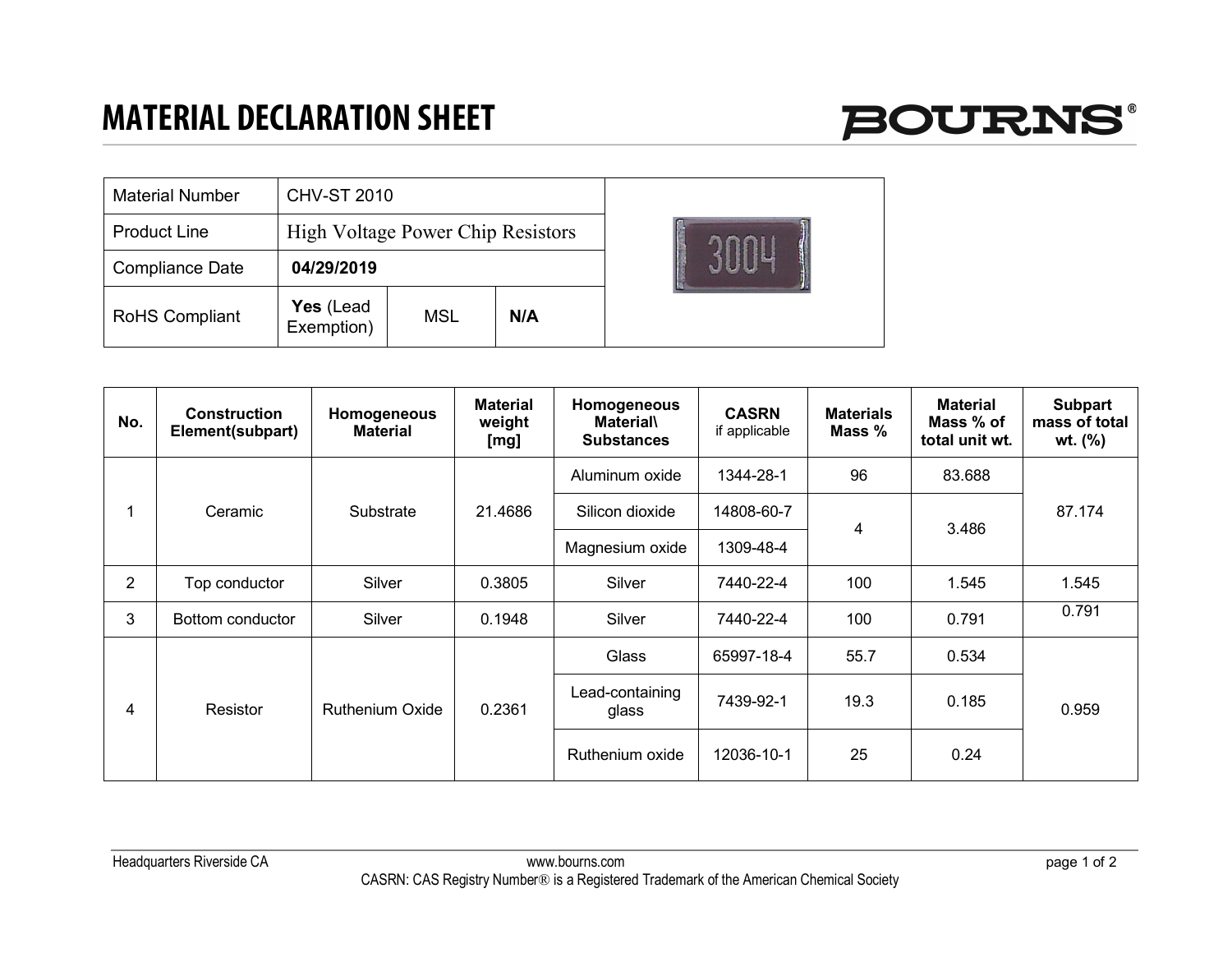# MATERIAL DECLARATION SHEET

BOURNS®

| Material Number | CHV-ST 2010 | | |
|---|---|---|---|
| Product Line | High Voltage Power Chip Resistors | | |
| Compliance Date | **04/29/2019** | | |
| RoHS Compliant | **Yes** (Lead Exemption) | MSL | **N/A** |

| No. | Construction Element(subpart) | Homogeneous Material | Material weight [mg] | Homogeneous Material\ Substances | CASRN if applicable | Materials Mass % | Material Mass % of total unit wt. | Subpart mass of total wt. (%) |
|---|---|---|---|---|---|---|---|---|
| 1 | Ceramic | Substrate | 21.4686 | Aluminum oxide | 1344-28-1 | 96 | 83.688 | 87.174 |
| | | | | Silicon dioxide | 14808-60-7 | 4 | 3.486 | |
| | | | | Magnesium oxide | 1309-48-4 | | | |
| 2 | Top conductor | Silver | 0.3805 | Silver | 7440-22-4 | 100 | 1.545 | 1.545 |
| 3 | Bottom conductor | Silver | 0.1948 | Silver | 7440-22-4 | 100 | 0.791 | 0.791 |
| 4 | Resistor | Ruthenium Oxide | 0.2361 | Glass | 65997-18-4 | 55.7 | 0.534 | 0.959 |
| | | | | Lead-containing glass | 7439-92-1 | 19.3 | 0.185 | |
| | | | | Ruthenium oxide | 12036-10-1 | 25 | 0.24 | |

Headquarters Riverside CA www.bourns.com

CASRN: CAS Registry Number® is a Registered Trademark of the American Chemical Society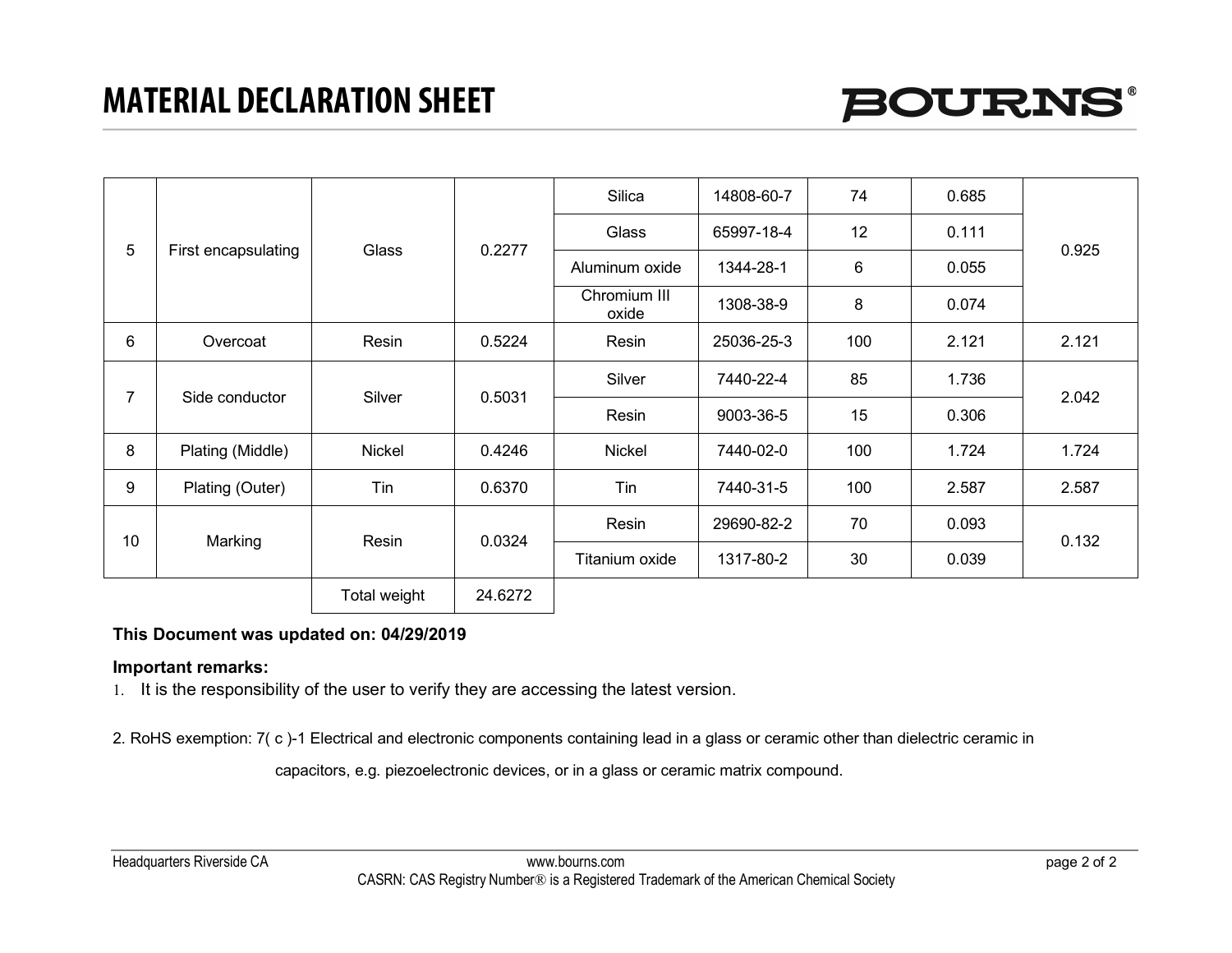# MATERIAL DECLARATION SHEET

| | | | | | | | | |
|---|---|---|---|---|---|---|---|---|
| 5 | First encapsulating | Glass | 0.2277 | Silica | 14808-60-7 | 74 | 0.685 | 0.925 |
| | | | | Glass | 65997-18-4 | 12 | 0.111 | |
| | | | | Aluminum oxide | 1344-28-1 | 6 | 0.055 | |
| | | | | Chromium III oxide | 1308-38-9 | 8 | 0.074 | |
| 6 | Overcoat | Resin | 0.5224 | Resin | 25036-25-3 | 100 | 2.121 | 2.121 |
| 7 | Side conductor | Silver | 0.5031 | Silver | 7440-22-4 | 85 | 1.736 | 2.042 |
| | | | | Resin | 9003-36-5 | 15 | 0.306 | |
| 8 | Plating (Middle) | Nickel | 0.4246 | Nickel | 7440-02-0 | 100 | 1.724 | 1.724 |
| 9 | Plating (Outer) | Tin | 0.6370 | Tin | 7440-31-5 | 100 | 2.587 | 2.587 |
| 10 | Marking | Resin | 0.0324 | Resin | 29690-82-2 | 70 | 0.093 | 0.132 |
| | | | | Titanium oxide | 1317-80-2 | 30 | 0.039 | |
| | | Total weight | 24.6272 | | | | | |

**This Document was updated on: 04/29/2019**

**Important remarks:**

1. It is the responsibility of the user to verify they are accessing the latest version.

2. RoHS exemption: 7( c )-1 Electrical and electronic components containing lead in a glass or ceramic other than dielectric ceramic in capacitors, e.g. piezoelectronic devices, or in a glass or ceramic matrix compound.

Headquarters Riverside CA www.bourns.com

CASRN: CAS Registry Number® is a Registered Trademark of the American Chemical Society